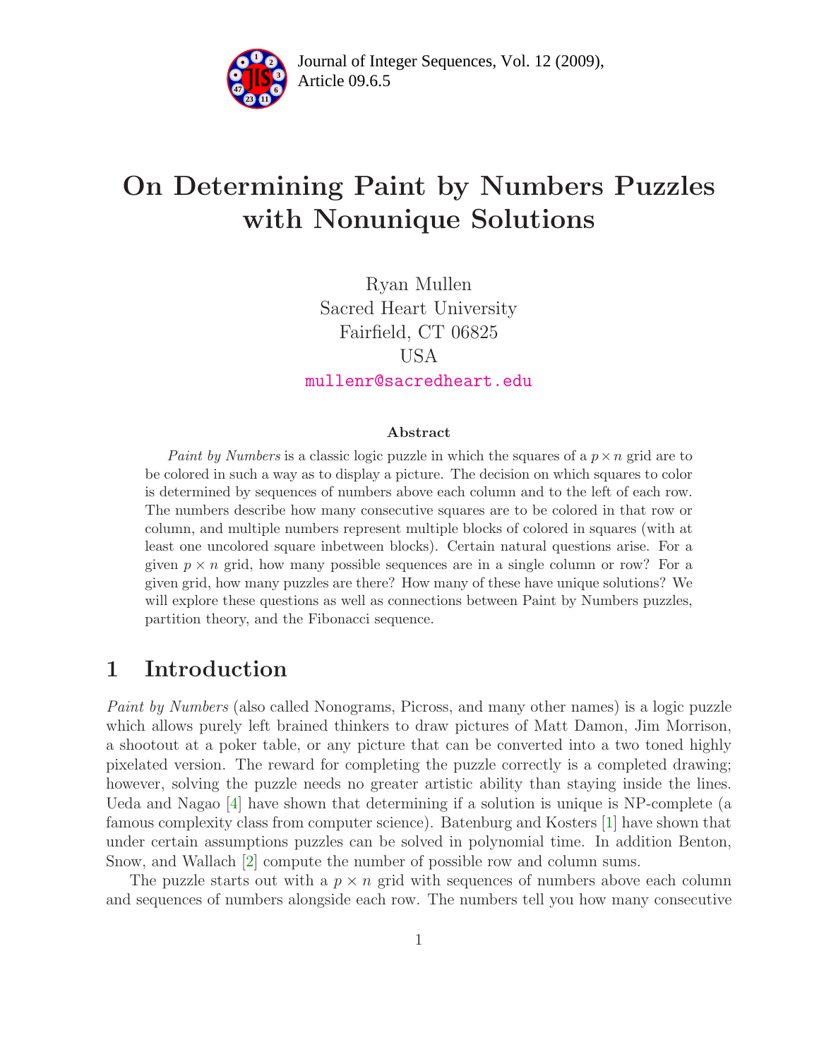# On Determining Paint by Numbers Puzzles with Nonunique Solutions

Ryan Mullen  
Sacred Heart University  
Fairfield, CT 06825  
USA  
mullenr@sacredheart.edu

### Abstract

*Paint by Numbers* is a classic logic puzzle in which the squares of a $p \times n$ grid are to be colored in such a way as to display a picture. The decision on which squares to color is determined by sequences of numbers above each column and to the left of each row. The numbers describe how many consecutive squares are to be colored in that row or column, and multiple numbers represent multiple blocks of colored in squares (with at least one uncolored square inbetween blocks). Certain natural questions arise. For a given $p \times n$ grid, how many possible sequences are in a single column or row? For a given grid, how many puzzles are there? How many of these have unique solutions? We will explore these questions as well as connections between Paint by Numbers puzzles, partition theory, and the Fibonacci sequence.

## 1 Introduction

*Paint by Numbers* (also called Nonograms, Picross, and many other names) is a logic puzzle which allows purely left brained thinkers to draw pictures of Matt Damon, Jim Morrison, a shootout at a poker table, or any picture that can be converted into a two toned highly pixelated version. The reward for completing the puzzle correctly is a completed drawing; however, solving the puzzle needs no greater artistic ability than staying inside the lines. Ueda and Nagao [4] have shown that determining if a solution is unique is NP-complete (a famous complexity class from computer science). Batenburg and Kosters [1] have shown that under certain assumptions puzzles can be solved in polynomial time. In addition Benton, Snow, and Wallach [2] compute the number of possible row and column sums.

The puzzle starts out with a $p \times n$ grid with sequences of numbers above each column and sequences of numbers alongside each row. The numbers tell you how many consecutive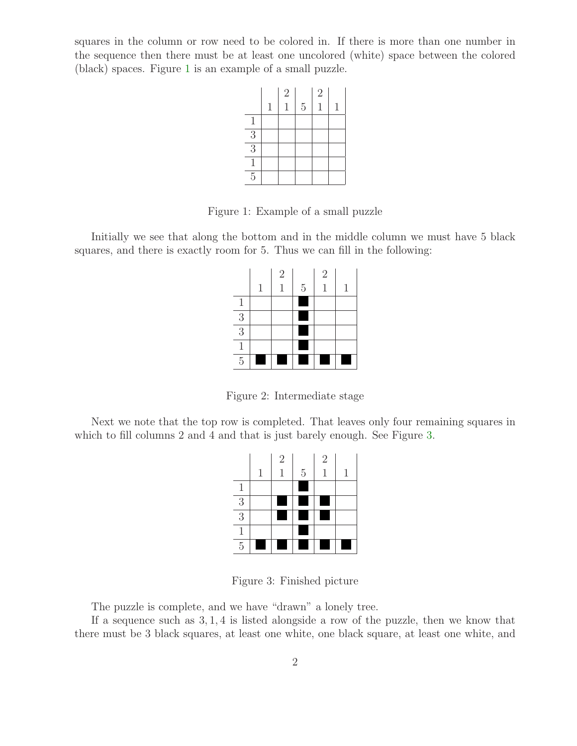squares in the column or row need to be colored in. If there is more than one number in the sequence then there must be at least one uncolored (white) space between the colored (black) spaces. Figure 1 is an example of a small puzzle.

|   |   | 2 |   | 2 |   |
|---|---|---|---|---|---|
|   | 1 | 1 | 5 | 1 | 1 |
| 1 |   |   |   |   |   |
| 3 |   |   |   |   |   |
| 3 |   |   |   |   |   |
| 1 |   |   |   |   |   |
| 5 |   |   |   |   |   |

Figure 1: Example of a small puzzle

Initially we see that along the bottom and in the middle column we must have 5 black squares, and there is exactly room for 5. Thus we can fill in the following:

|   |   | 2 |   | 2 |   |
|---|---|---|---|---|---|
|   | 1 | 1 | 5 | 1 | 1 |
| 1 |   |   | ■ |   |   |
| 3 |   |   | ■ |   |   |
| 3 |   |   | ■ |   |   |
| 1 |   |   | ■ |   |   |
| 5 | ■ | ■ | ■ | ■ | ■ |

Figure 2: Intermediate stage

Next we note that the top row is completed. That leaves only four remaining squares in which to fill columns 2 and 4 and that is just barely enough. See Figure 3.

|   |   | 2 |   | 2 |   |
|---|---|---|---|---|---|
|   | 1 | 1 | 5 | 1 | 1 |
| 1 |   |   | ■ |   |   |
| 3 |   | ■ | ■ | ■ |   |
| 3 |   | ■ | ■ | ■ |   |
| 1 |   |   | ■ |   |   |
| 5 | ■ | ■ | ■ | ■ | ■ |

Figure 3: Finished picture

The puzzle is complete, and we have "drawn" a lonely tree.

If a sequence such as $3, 1, 4$ is listed alongside a row of the puzzle, then we know that there must be 3 black squares, at least one white, one black square, at least one white, and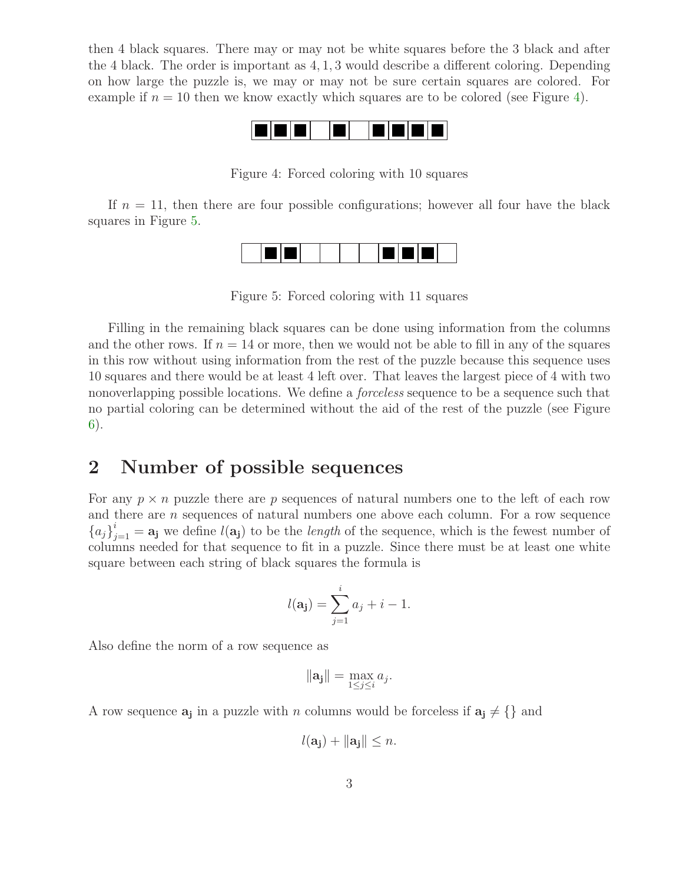then 4 black squares. There may or may not be white squares before the 3 black and after the 4 black. The order is important as 4, 1, 3 would describe a different coloring. Depending on how large the puzzle is, we may or may not be sure certain squares are colored. For example if $n = 10$ then we know exactly which squares are to be colored (see Figure 4).

Figure 4: Forced coloring with 10 squares

If $n = 11$, then there are four possible configurations; however all four have the black squares in Figure 5.

Figure 5: Forced coloring with 11 squares

Filling in the remaining black squares can be done using information from the columns and the other rows. If $n = 14$ or more, then we would not be able to fill in any of the squares in this row without using information from the rest of the puzzle because this sequence uses 10 squares and there would be at least 4 left over. That leaves the largest piece of 4 with two nonoverlapping possible locations. We define a *forceless* sequence to be a sequence such that no partial coloring can be determined without the aid of the rest of the puzzle (see Figure 6).

## 2 Number of possible sequences

For any $p \times n$ puzzle there are $p$ sequences of natural numbers one to the left of each row and there are $n$ sequences of natural numbers one above each column. For a row sequence $\{a_j\}_{j=1}^{i} = \mathbf{a_j}$ we define $l(\mathbf{a_j})$ to be the *length* of the sequence, which is the fewest number of columns needed for that sequence to fit in a puzzle. Since there must be at least one white square between each string of black squares the formula is

$$l(\mathbf{a_j}) = \sum_{j=1}^{i} a_j + i - 1.$$

Also define the norm of a row sequence as

$$\|\mathbf{a_j}\| = \max_{1 \leq j \leq i} a_j.$$

A row sequence $\mathbf{a_j}$ in a puzzle with $n$ columns would be forceless if $\mathbf{a_j} \neq \{\}$ and

$$l(\mathbf{a_j}) + \|\mathbf{a_j}\| \leq n.$$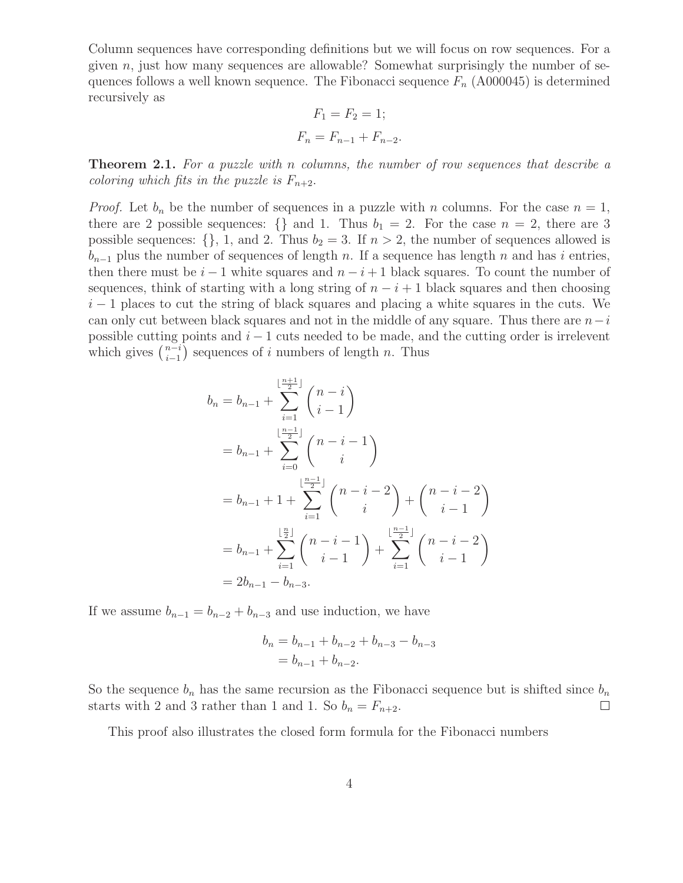Column sequences have corresponding definitions but we will focus on row sequences. For a given $n$, just how many sequences are allowable? Somewhat surprisingly the number of sequences follows a well known sequence. The Fibonacci sequence $F_n$ (A000045) is determined recursively as

$$F_1 = F_2 = 1;$$

$$F_n = F_{n-1} + F_{n-2}.$$

**Theorem 2.1.** *For a puzzle with $n$ columns, the number of row sequences that describe a coloring which fits in the puzzle is $F_{n+2}$.*

*Proof.* Let $b_n$ be the number of sequences in a puzzle with $n$ columns. For the case $n = 1$, there are 2 possible sequences: $\{\}$ and 1. Thus $b_1 = 2$. For the case $n = 2$, there are 3 possible sequences: $\{\}$, 1, and 2. Thus $b_2 = 3$. If $n > 2$, the number of sequences allowed is $b_{n-1}$ plus the number of sequences of length $n$. If a sequence has length $n$ and has $i$ entries, then there must be $i - 1$ white squares and $n - i + 1$ black squares. To count the number of sequences, think of starting with a long string of $n - i + 1$ black squares and then choosing $i - 1$ places to cut the string of black squares and placing a white squares in the cuts. We can only cut between black squares and not in the middle of any square. Thus there are $n-i$ possible cutting points and $i - 1$ cuts needed to be made, and the cutting order is irrelevent which gives $\binom{n-i}{i-1}$ sequences of $i$ numbers of length $n$. Thus

$$\begin{aligned}
b_n &= b_{n-1} + \sum_{i=1}^{\lfloor \frac{n+1}{2} \rfloor} \binom{n-i}{i-1} \\
&= b_{n-1} + \sum_{i=0}^{\lfloor \frac{n-1}{2} \rfloor} \binom{n-i-1}{i} \\
&= b_{n-1} + 1 + \sum_{i=1}^{\lfloor \frac{n-1}{2} \rfloor} \binom{n-i-2}{i} + \binom{n-i-2}{i-1} \\
&= b_{n-1} + \sum_{i=1}^{\lfloor \frac{n}{2} \rfloor} \binom{n-i-1}{i-1} + \sum_{i=1}^{\lfloor \frac{n-1}{2} \rfloor} \binom{n-i-2}{i-1} \\
&= 2b_{n-1} - b_{n-3}.
\end{aligned}$$

If we assume $b_{n-1} = b_{n-2} + b_{n-3}$ and use induction, we have

$$\begin{aligned}
b_n &= b_{n-1} + b_{n-2} + b_{n-3} - b_{n-3} \\
&= b_{n-1} + b_{n-2}.
\end{aligned}$$

So the sequence $b_n$ has the same recursion as the Fibonacci sequence but is shifted since $b_n$ starts with 2 and 3 rather than 1 and 1. So $b_n = F_{n+2}$. □

This proof also illustrates the closed form formula for the Fibonacci numbers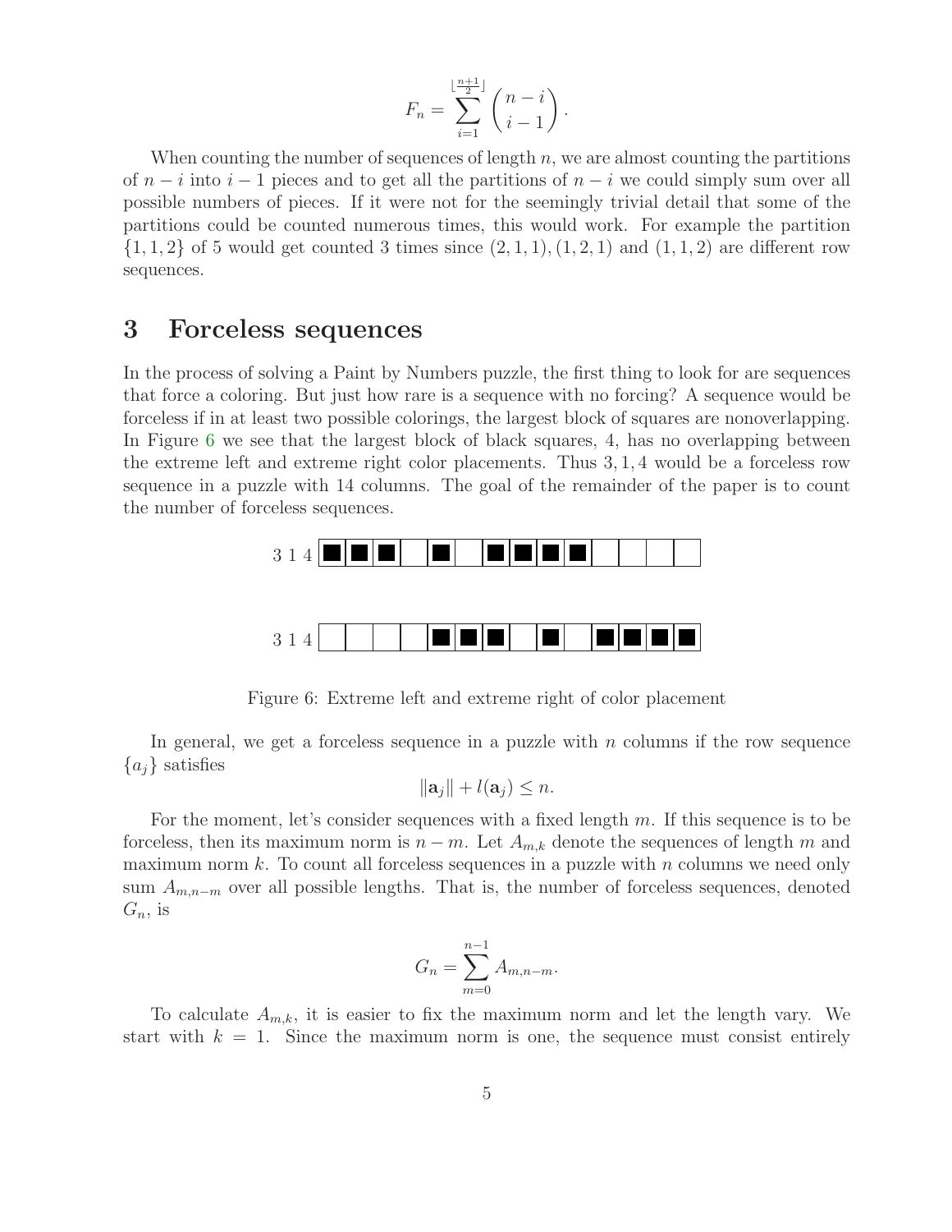$$F_n = \sum_{i=1}^{\lfloor \frac{n+1}{2} \rfloor} \binom{n-i}{i-1}.$$

When counting the number of sequences of length $n$, we are almost counting the partitions of $n-i$ into $i-1$ pieces and to get all the partitions of $n-i$ we could simply sum over all possible numbers of pieces. If it were not for the seemingly trivial detail that some of the partitions could be counted numerous times, this would work. For example the partition $\{1, 1, 2\}$ of 5 would get counted 3 times since $(2, 1, 1)$, $(1, 2, 1)$ and $(1, 1, 2)$ are different row sequences.

## 3 Forceless sequences

In the process of solving a Paint by Numbers puzzle, the first thing to look for are sequences that force a coloring. But just how rare is a sequence with no forcing? A sequence would be forceless if in at least two possible colorings, the largest block of squares are nonoverlapping. In Figure 6 we see that the largest block of black squares, 4, has no overlapping between the extreme left and extreme right color placements. Thus $3, 1, 4$ would be a forceless row sequence in a puzzle with 14 columns. The goal of the remainder of the paper is to count the number of forceless sequences.

3 1 4 ■■■□■□■■■■□□□□

3 1 4 □□□□■■■□■□■■■■

Figure 6: Extreme left and extreme right of color placement

In general, we get a forceless sequence in a puzzle with $n$ columns if the row sequence $\{a_j\}$ satisfies

$$\|\mathbf{a}_j\| + l(\mathbf{a}_j) \leq n.$$

For the moment, let's consider sequences with a fixed length $m$. If this sequence is to be forceless, then its maximum norm is $n-m$. Let $A_{m,k}$ denote the sequences of length $m$ and maximum norm $k$. To count all forceless sequences in a puzzle with $n$ columns we need only sum $A_{m,n-m}$ over all possible lengths. That is, the number of forceless sequences, denoted $G_n$, is

$$G_n = \sum_{m=0}^{n-1} A_{m,n-m}.$$

To calculate $A_{m,k}$, it is easier to fix the maximum norm and let the length vary. We start with $k=1$. Since the maximum norm is one, the sequence must consist entirely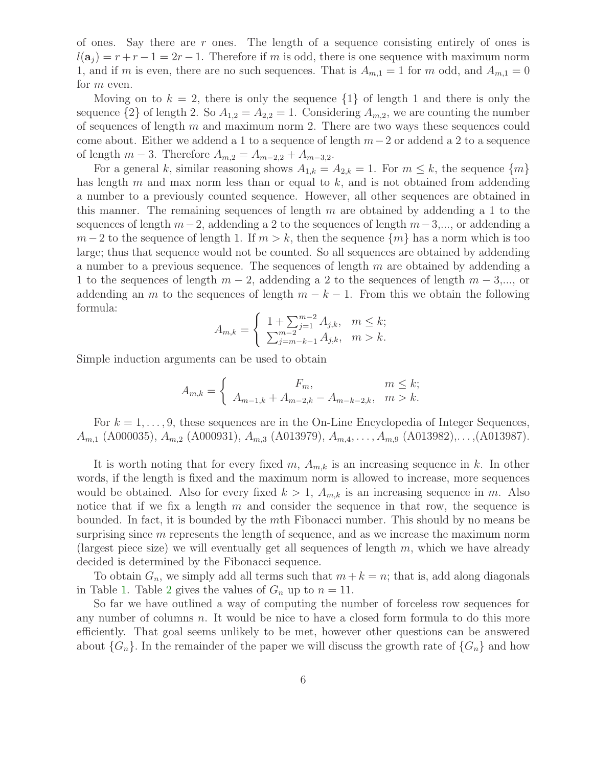of ones. Say there are $r$ ones. The length of a sequence consisting entirely of ones is $l(\mathbf{a}_j) = r + r - 1 = 2r - 1$. Therefore if $m$ is odd, there is one sequence with maximum norm 1, and if $m$ is even, there are no such sequences. That is $A_{m,1} = 1$ for $m$ odd, and $A_{m,1} = 0$ for $m$ even.

Moving on to $k = 2$, there is only the sequence $\{1\}$ of length 1 and there is only the sequence $\{2\}$ of length 2. So $A_{1,2} = A_{2,2} = 1$. Considering $A_{m,2}$, we are counting the number of sequences of length $m$ and maximum norm 2. There are two ways these sequences could come about. Either we addend a 1 to a sequence of length $m-2$ or addend a 2 to a sequence of length $m-3$. Therefore $A_{m,2} = A_{m-2,2} + A_{m-3,2}$.

For a general $k$, similar reasoning shows $A_{1,k} = A_{2,k} = 1$. For $m \leq k$, the sequence $\{m\}$ has length $m$ and max norm less than or equal to $k$, and is not obtained from addending a number to a previously counted sequence. However, all other sequences are obtained in this manner. The remaining sequences of length $m$ are obtained by addending a 1 to the sequences of length $m-2$, addending a 2 to the sequences of length $m-3$,..., or addending a $m-2$ to the sequence of length 1. If $m > k$, then the sequence $\{m\}$ has a norm which is too large; thus that sequence would not be counted. So all sequences are obtained by addending a number to a previous sequence. The sequences of length $m$ are obtained by addending a 1 to the sequences of length $m-2$, addending a 2 to the sequences of length $m-3$,..., or addending an $m$ to the sequences of length $m-k-1$. From this we obtain the following formula:

$$A_{m,k} = \begin{cases} 1 + \sum_{j=1}^{m-2} A_{j,k}, & m \leq k; \\ \sum_{j=m-k-1}^{m-2} A_{j,k}, & m > k. \end{cases}$$

Simple induction arguments can be used to obtain

$$A_{m,k} = \begin{cases} F_m, & m \leq k; \\ A_{m-1,k} + A_{m-2,k} - A_{m-k-2,k}, & m > k. \end{cases}$$

For $k = 1, \ldots, 9$, these sequences are in the On-Line Encyclopedia of Integer Sequences, $A_{m,1}$ (A000035), $A_{m,2}$ (A000931), $A_{m,3}$ (A013979), $A_{m,4}, \ldots, A_{m,9}$ (A013982),...,(A013987).

It is worth noting that for every fixed $m$, $A_{m,k}$ is an increasing sequence in $k$. In other words, if the length is fixed and the maximum norm is allowed to increase, more sequences would be obtained. Also for every fixed $k > 1$, $A_{m,k}$ is an increasing sequence in $m$. Also notice that if we fix a length $m$ and consider the sequence in that row, the sequence is bounded. In fact, it is bounded by the $m$th Fibonacci number. This should by no means be surprising since $m$ represents the length of sequence, and as we increase the maximum norm (largest piece size) we will eventually get all sequences of length $m$, which we have already decided is determined by the Fibonacci sequence.

To obtain $G_n$, we simply add all terms such that $m + k = n$; that is, add along diagonals in Table 1. Table 2 gives the values of $G_n$ up to $n = 11$.

So far we have outlined a way of computing the number of forceless row sequences for any number of columns $n$. It would be nice to have a closed form formula to do this more efficiently. That goal seems unlikely to be met, however other questions can be answered about $\{G_n\}$. In the remainder of the paper we will discuss the growth rate of $\{G_n\}$ and how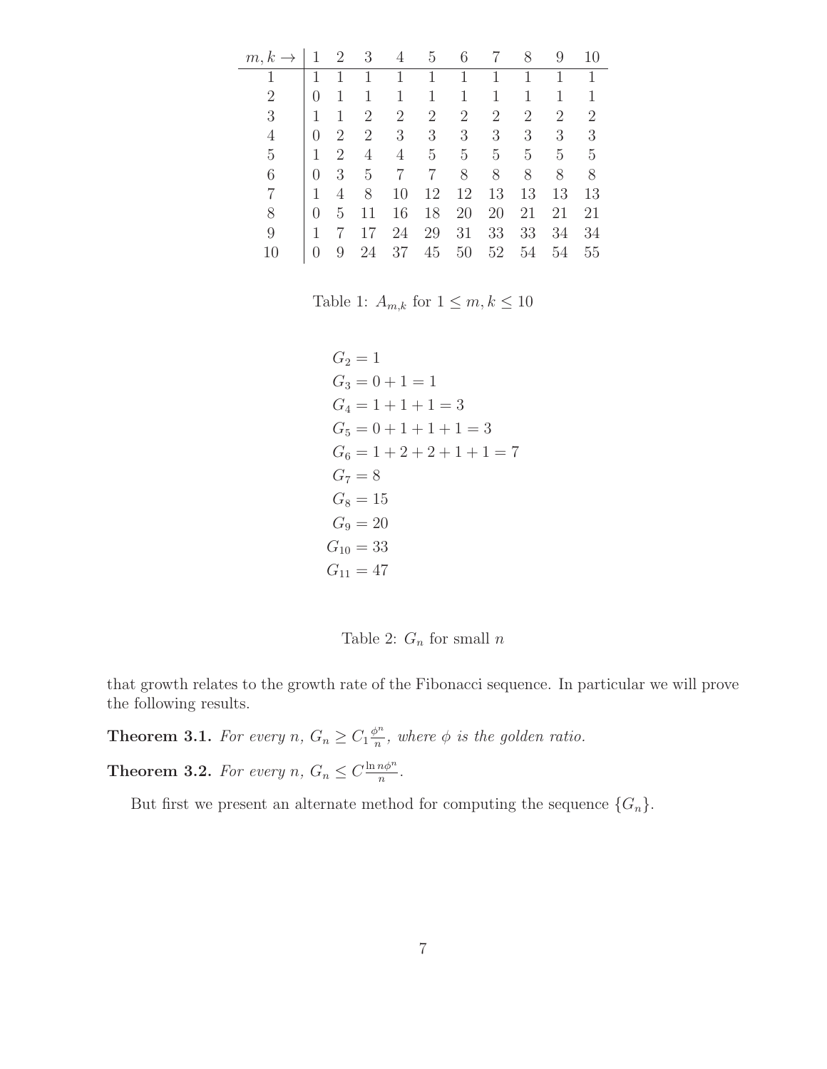| $m, k \rightarrow$ | 1 | 2 | 3 | 4 | 5 | 6 | 7 | 8 | 9 | 10 |
|---|---|---|---|---|---|---|---|---|---|---|
| 1 | 1 | 1 | 1 | 1 | 1 | 1 | 1 | 1 | 1 | 1 |
| 2 | 0 | 1 | 1 | 1 | 1 | 1 | 1 | 1 | 1 | 1 |
| 3 | 1 | 1 | 2 | 2 | 2 | 2 | 2 | 2 | 2 | 2 |
| 4 | 0 | 2 | 2 | 3 | 3 | 3 | 3 | 3 | 3 | 3 |
| 5 | 1 | 2 | 4 | 4 | 5 | 5 | 5 | 5 | 5 | 5 |
| 6 | 0 | 3 | 5 | 7 | 7 | 8 | 8 | 8 | 8 | 8 |
| 7 | 1 | 4 | 8 | 10 | 12 | 12 | 13 | 13 | 13 | 13 |
| 8 | 0 | 5 | 11 | 16 | 18 | 20 | 20 | 21 | 21 | 21 |
| 9 | 1 | 7 | 17 | 24 | 29 | 31 | 33 | 33 | 34 | 34 |
| 10 | 0 | 9 | 24 | 37 | 45 | 50 | 52 | 54 | 54 | 55 |

Table 1: $A_{m,k}$ for $1 \leq m, k \leq 10$

$$
\begin{aligned}
G_2 &= 1 \\
G_3 &= 0 + 1 = 1 \\
G_4 &= 1 + 1 + 1 = 3 \\
G_5 &= 0 + 1 + 1 + 1 = 3 \\
G_6 &= 1 + 2 + 2 + 1 + 1 = 7 \\
G_7 &= 8 \\
G_8 &= 15 \\
G_9 &= 20 \\
G_{10} &= 33 \\
G_{11} &= 47
\end{aligned}
$$

Table 2: $G_n$ for small $n$

that growth relates to the growth rate of the Fibonacci sequence. In particular we will prove the following results.

**Theorem 3.1.** *For every $n$, $G_n \geq C_1 \frac{\phi^n}{n}$, where $\phi$ is the golden ratio.*

**Theorem 3.2.** *For every $n$, $G_n \leq C \frac{\ln n \phi^n}{n}$.*

But first we present an alternate method for computing the sequence $\{G_n\}$.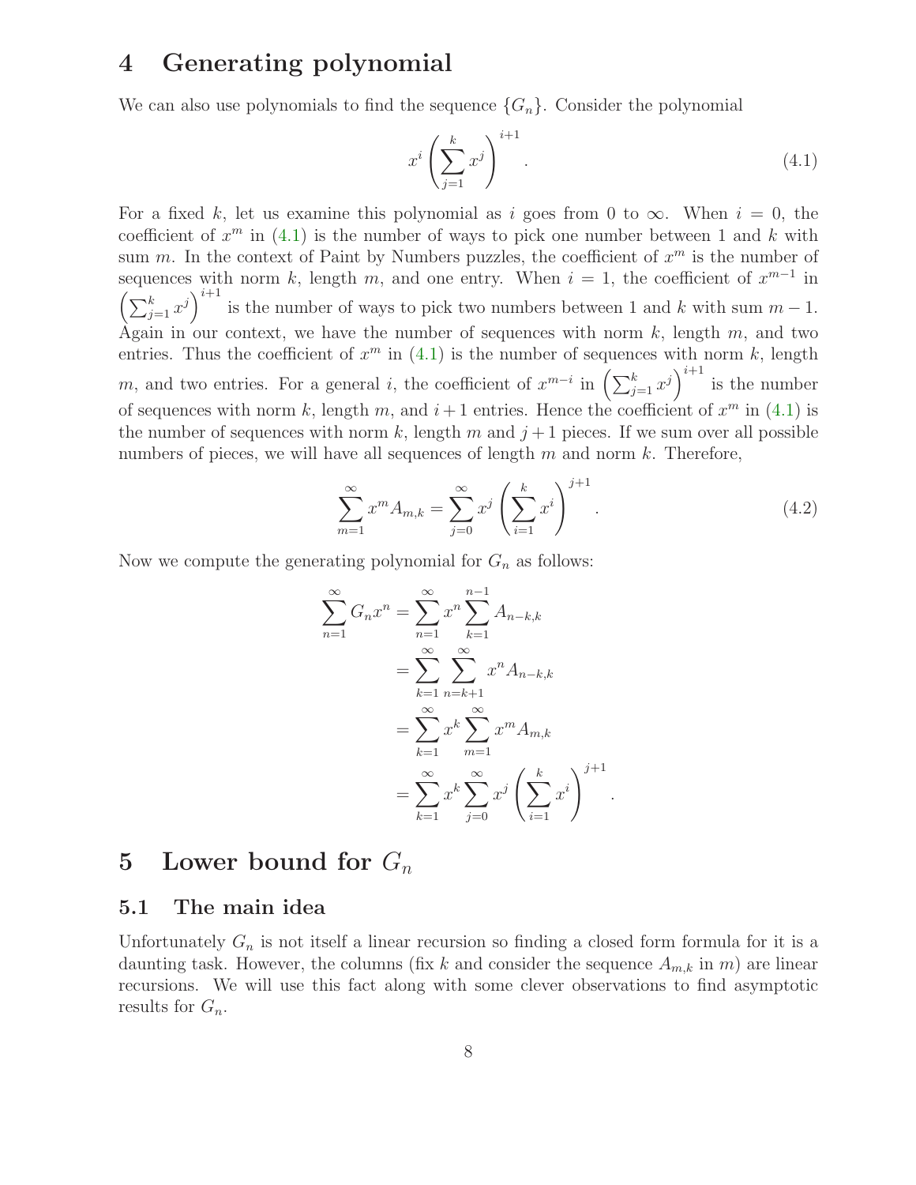# 4 Generating polynomial

We can also use polynomials to find the sequence $\{G_n\}$. Consider the polynomial

$$x^i \left( \sum_{j=1}^{k} x^j \right)^{i+1}. \tag{4.1}$$

For a fixed $k$, let us examine this polynomial as $i$ goes from 0 to $\infty$. When $i = 0$, the coefficient of $x^m$ in (4.1) is the number of ways to pick one number between 1 and $k$ with sum $m$. In the context of Paint by Numbers puzzles, the coefficient of $x^m$ is the number of sequences with norm $k$, length $m$, and one entry. When $i = 1$, the coefficient of $x^{m-1}$ in $\left( \sum_{j=1}^{k} x^j \right)^{i+1}$ is the number of ways to pick two numbers between 1 and $k$ with sum $m-1$. Again in our context, we have the number of sequences with norm $k$, length $m$, and two entries. Thus the coefficient of $x^m$ in (4.1) is the number of sequences with norm $k$, length $m$, and two entries. For a general $i$, the coefficient of $x^{m-i}$ in $\left( \sum_{j=1}^{k} x^j \right)^{i+1}$ is the number of sequences with norm $k$, length $m$, and $i+1$ entries. Hence the coefficient of $x^m$ in (4.1) is the number of sequences with norm $k$, length $m$ and $j+1$ pieces. If we sum over all possible numbers of pieces, we will have all sequences of length $m$ and norm $k$. Therefore,

$$\sum_{m=1}^{\infty} x^m A_{m,k} = \sum_{j=0}^{\infty} x^j \left( \sum_{i=1}^{k} x^i \right)^{j+1}. \tag{4.2}$$

Now we compute the generating polynomial for $G_n$ as follows:

$$\begin{aligned}
\sum_{n=1}^{\infty} G_n x^n &= \sum_{n=1}^{\infty} x^n \sum_{k=1}^{n-1} A_{n-k,k} \\
&= \sum_{k=1}^{\infty} \sum_{n=k+1}^{\infty} x^n A_{n-k,k} \\
&= \sum_{k=1}^{\infty} x^k \sum_{m=1}^{\infty} x^m A_{m,k} \\
&= \sum_{k=1}^{\infty} x^k \sum_{j=0}^{\infty} x^j \left( \sum_{i=1}^{k} x^i \right)^{j+1}.
\end{aligned}$$

# 5 Lower bound for $G_n$

## 5.1 The main idea

Unfortunately $G_n$ is not itself a linear recursion so finding a closed form formula for it is a daunting task. However, the columns (fix $k$ and consider the sequence $A_{m,k}$ in $m$) are linear recursions. We will use this fact along with some clever observations to find asymptotic results for $G_n$.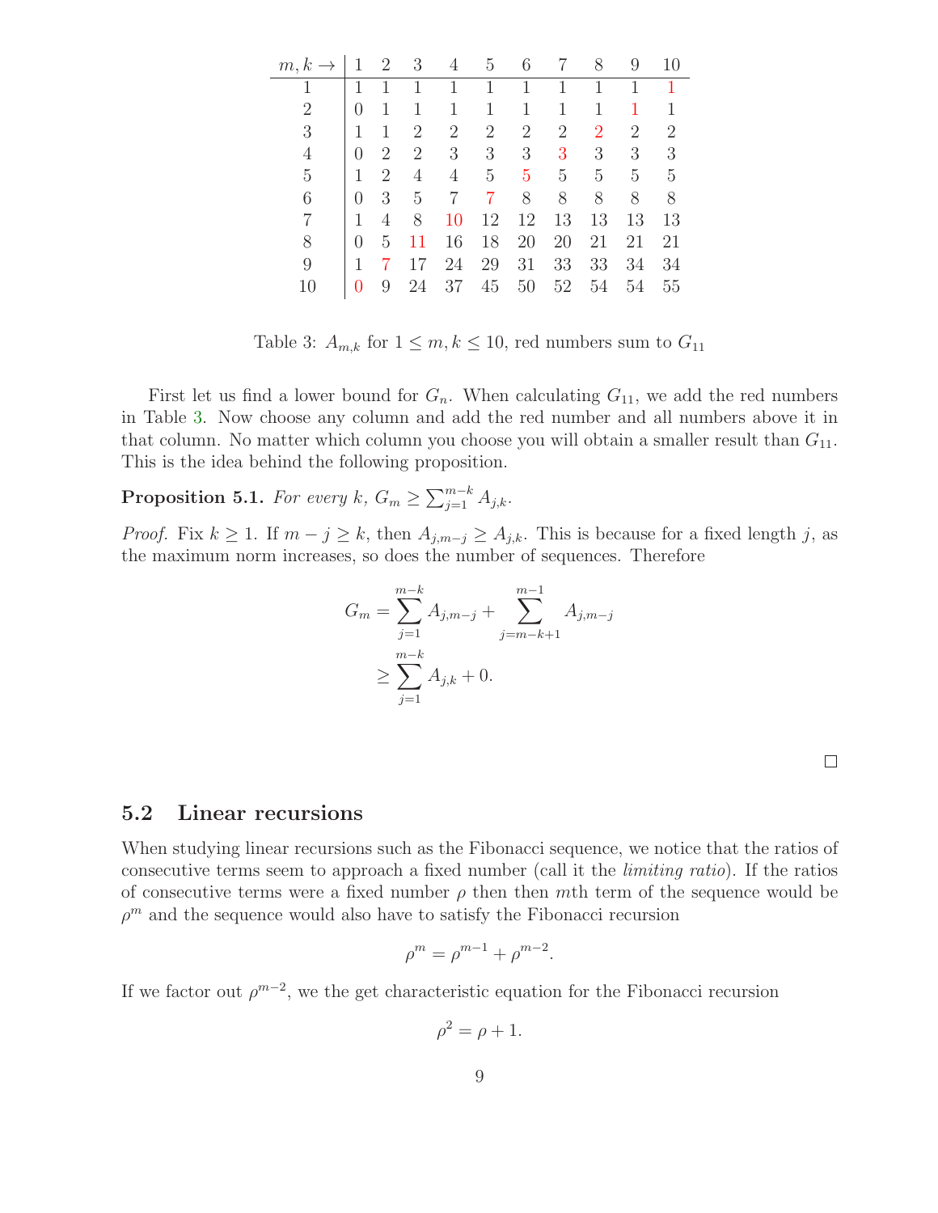| $m, k \rightarrow$ | 1 | 2 | 3 | 4 | 5 | 6 | 7 | 8 | 9 | 10 |
|---|---|---|---|---|---|---|---|---|---|---|
| 1 | 1 | 1 | 1 | 1 | 1 | 1 | 1 | 1 | 1 | 1 |
| 2 | 0 | 1 | 1 | 1 | 1 | 1 | 1 | 1 | 1 | 1 |
| 3 | 1 | 1 | 2 | 2 | 2 | 2 | 2 | 2 | 2 | 2 |
| 4 | 0 | 2 | 2 | 3 | 3 | 3 | 3 | 3 | 3 | 3 |
| 5 | 1 | 2 | 4 | 4 | 5 | 5 | 5 | 5 | 5 | 5 |
| 6 | 0 | 3 | 5 | 7 | 7 | 8 | 8 | 8 | 8 | 8 |
| 7 | 1 | 4 | 8 | 10 | 12 | 12 | 13 | 13 | 13 | 13 |
| 8 | 0 | 5 | 11 | 16 | 18 | 20 | 20 | 21 | 21 | 21 |
| 9 | 1 | 7 | 17 | 24 | 29 | 31 | 33 | 33 | 34 | 34 |
| 10 | 0 | 9 | 24 | 37 | 45 | 50 | 52 | 54 | 54 | 55 |

Table 3: $A_{m,k}$ for $1 \leq m, k \leq 10$, red numbers sum to $G_{11}$

First let us find a lower bound for $G_n$. When calculating $G_{11}$, we add the red numbers in Table 3. Now choose any column and add the red number and all numbers above it in that column. No matter which column you choose you will obtain a smaller result than $G_{11}$. This is the idea behind the following proposition.

**Proposition 5.1.** *For every $k$, $G_m \geq \sum_{j=1}^{m-k} A_{j,k}$.*

*Proof.* Fix $k \geq 1$. If $m - j \geq k$, then $A_{j,m-j} \geq A_{j,k}$. This is because for a fixed length $j$, as the maximum norm increases, so does the number of sequences. Therefore

$$\begin{aligned} G_m &= \sum_{j=1}^{m-k} A_{j,m-j} + \sum_{j=m-k+1}^{m-1} A_{j,m-j} \\ &\geq \sum_{j=1}^{m-k} A_{j,k} + 0. \end{aligned}$$

□

## 5.2 Linear recursions

When studying linear recursions such as the Fibonacci sequence, we notice that the ratios of consecutive terms seem to approach a fixed number (call it the *limiting ratio*). If the ratios of consecutive terms were a fixed number $\rho$ then then $m$th term of the sequence would be $\rho^m$ and the sequence would also have to satisfy the Fibonacci recursion

$$\rho^m = \rho^{m-1} + \rho^{m-2}.$$

If we factor out $\rho^{m-2}$, we the get characteristic equation for the Fibonacci recursion

$$\rho^2 = \rho + 1.$$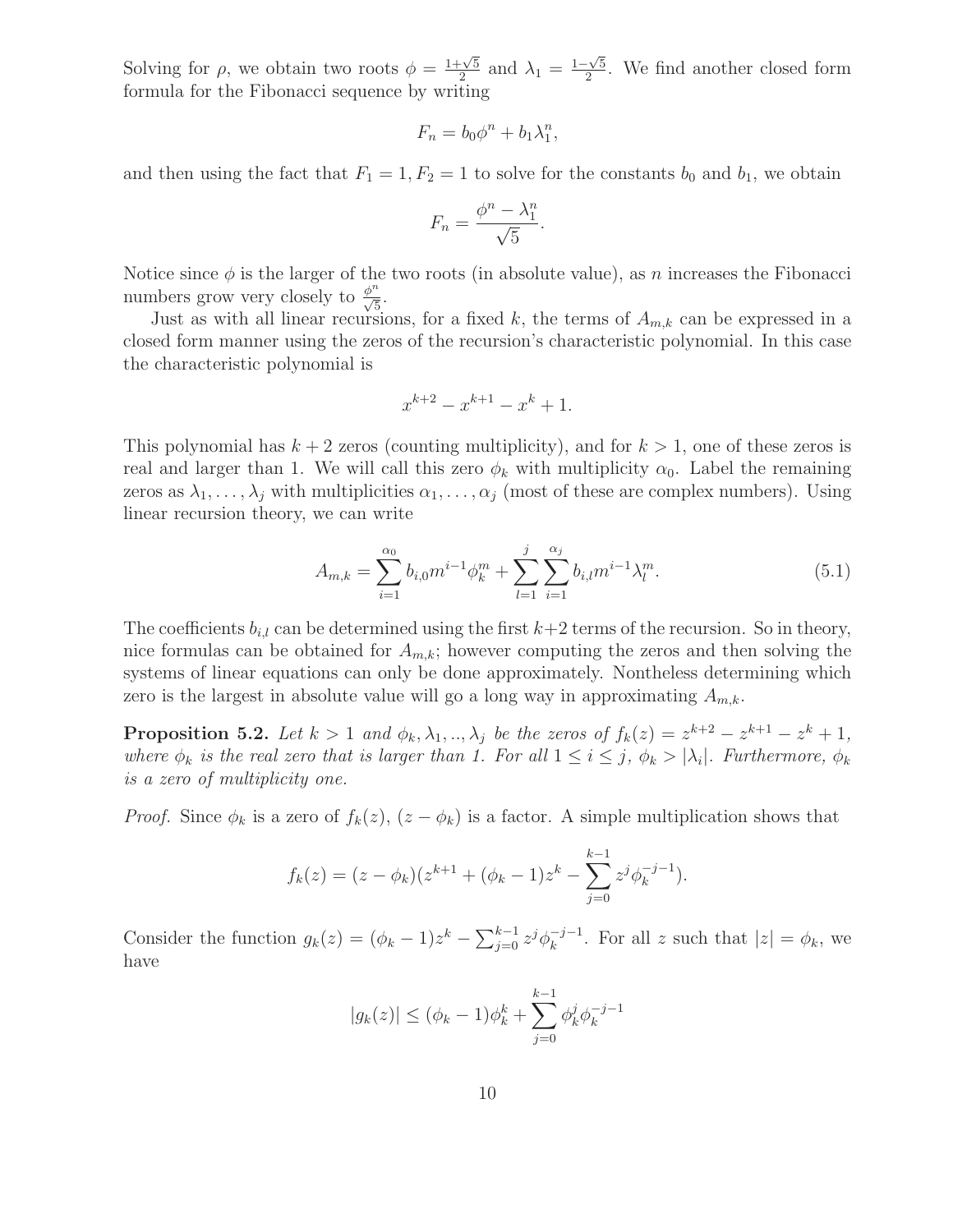Solving for $\rho$, we obtain two roots $\phi = \frac{1+\sqrt{5}}{2}$ and $\lambda_1 = \frac{1-\sqrt{5}}{2}$. We find another closed form formula for the Fibonacci sequence by writing

$$F_n = b_0\phi^n + b_1\lambda_1^n,$$

and then using the fact that $F_1 = 1, F_2 = 1$ to solve for the constants $b_0$ and $b_1$, we obtain

$$F_n = \frac{\phi^n - \lambda_1^n}{\sqrt{5}}.$$

Notice since $\phi$ is the larger of the two roots (in absolute value), as $n$ increases the Fibonacci numbers grow very closely to $\frac{\phi^n}{\sqrt{5}}$.

Just as with all linear recursions, for a fixed $k$, the terms of $A_{m,k}$ can be expressed in a closed form manner using the zeros of the recursion's characteristic polynomial. In this case the characteristic polynomial is

$$x^{k+2} - x^{k+1} - x^k + 1.$$

This polynomial has $k+2$ zeros (counting multiplicity), and for $k > 1$, one of these zeros is real and larger than 1. We will call this zero $\phi_k$ with multiplicity $\alpha_0$. Label the remaining zeros as $\lambda_1, \ldots, \lambda_j$ with multiplicities $\alpha_1, \ldots, \alpha_j$ (most of these are complex numbers). Using linear recursion theory, we can write

$$A_{m,k} = \sum_{i=1}^{\alpha_0} b_{i,0} m^{i-1} \phi_k^m + \sum_{l=1}^{j} \sum_{i=1}^{\alpha_j} b_{i,l} m^{i-1} \lambda_l^m. \tag{5.1}$$

The coefficients $b_{i,l}$ can be determined using the first $k+2$ terms of the recursion. So in theory, nice formulas can be obtained for $A_{m,k}$; however computing the zeros and then solving the systems of linear equations can only be done approximately. Nontheless determining which zero is the largest in absolute value will go a long way in approximating $A_{m,k}$.

**Proposition 5.2.** *Let $k > 1$ and $\phi_k, \lambda_1, .., \lambda_j$ be the zeros of $f_k(z) = z^{k+2} - z^{k+1} - z^k + 1$, where $\phi_k$ is the real zero that is larger than 1. For all $1 \leq i \leq j$, $\phi_k > |\lambda_i|$. Furthermore, $\phi_k$ is a zero of multiplicity one.*

*Proof.* Since $\phi_k$ is a zero of $f_k(z)$, $(z - \phi_k)$ is a factor. A simple multiplication shows that

$$f_k(z) = (z - \phi_k)(z^{k+1} + (\phi_k - 1)z^k - \sum_{j=0}^{k-1} z^j \phi_k^{-j-1}).$$

Consider the function $g_k(z) = (\phi_k - 1)z^k - \sum_{j=0}^{k-1} z^j \phi_k^{-j-1}$. For all $z$ such that $|z| = \phi_k$, we have

$$|g_k(z)| \leq (\phi_k - 1)\phi_k^k + \sum_{j=0}^{k-1} \phi_k^j \phi_k^{-j-1}$$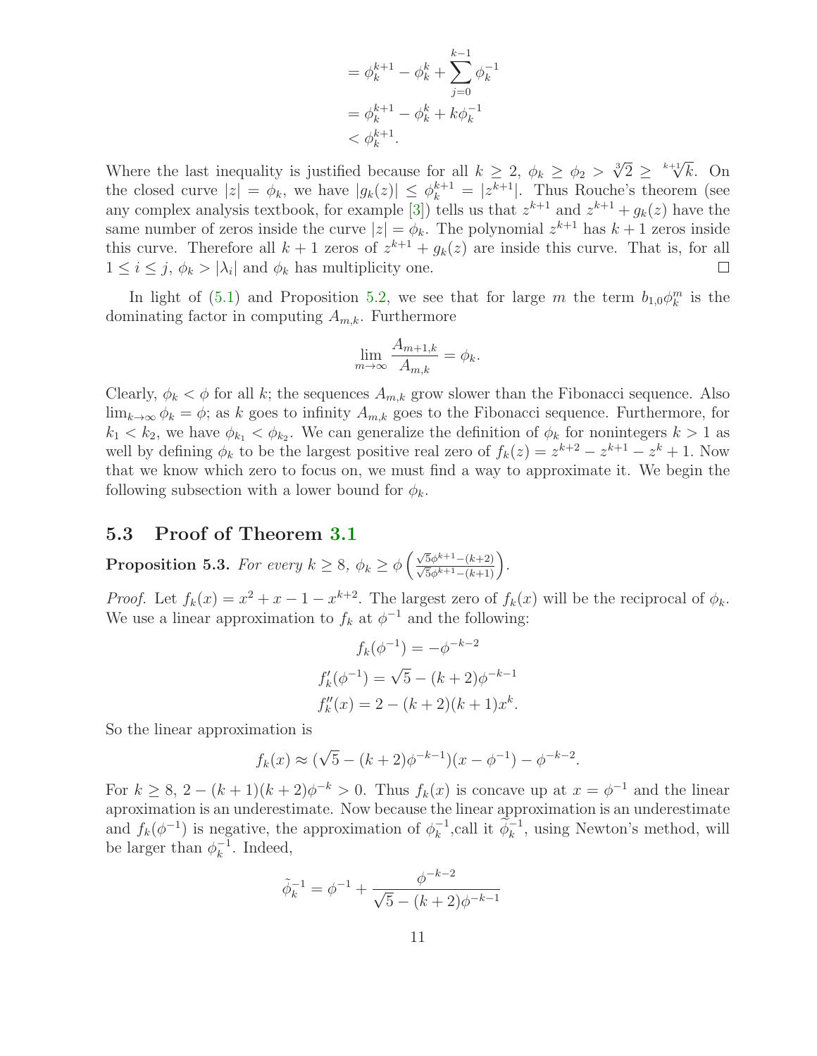$$= \phi_k^{k+1} - \phi_k^k + \sum_{j=0}^{k-1} \phi_k^{-1}$$

$$= \phi_k^{k+1} - \phi_k^k + k\phi_k^{-1}$$

$$< \phi_k^{k+1}.$$

Where the last inequality is justified because for all $k \geq 2$, $\phi_k \geq \phi_2 > \sqrt[3]{2} \geq \sqrt[k+1]{k}$. On the closed curve $|z| = \phi_k$, we have $|g_k(z)| \leq \phi_k^{k+1} = |z^{k+1}|$. Thus Rouche's theorem (see any complex analysis textbook, for example [3]) tells us that $z^{k+1}$ and $z^{k+1} + g_k(z)$ have the same number of zeros inside the curve $|z| = \phi_k$. The polynomial $z^{k+1}$ has $k+1$ zeros inside this curve. Therefore all $k+1$ zeros of $z^{k+1} + g_k(z)$ are inside this curve. That is, for all $1 \leq i \leq j$, $\phi_k > |\lambda_i|$ and $\phi_k$ has multiplicity one. □

In light of (5.1) and Proposition 5.2, we see that for large $m$ the term $b_{1,0}\phi_k^m$ is the dominating factor in computing $A_{m,k}$. Furthermore

$$\lim_{m \to \infty} \frac{A_{m+1,k}}{A_{m,k}} = \phi_k.$$

Clearly, $\phi_k < \phi$ for all $k$; the sequences $A_{m,k}$ grow slower than the Fibonacci sequence. Also $\lim_{k \to \infty} \phi_k = \phi$; as $k$ goes to infinity $A_{m,k}$ goes to the Fibonacci sequence. Furthermore, for $k_1 < k_2$, we have $\phi_{k_1} < \phi_{k_2}$. We can generalize the definition of $\phi_k$ for nonintegers $k > 1$ as well by defining $\phi_k$ to be the largest positive real zero of $f_k(z) = z^{k+2} - z^{k+1} - z^k + 1$. Now that we know which zero to focus on, we must find a way to approximate it. We begin the following subsection with a lower bound for $\phi_k$.

## 5.3 Proof of Theorem 3.1

**Proposition 5.3.** *For every $k \geq 8$, $\phi_k \geq \phi\left(\frac{\sqrt{5}\phi^{k+1} - (k+2)}{\sqrt{5}\phi^{k+1} - (k+1)}\right)$.*

*Proof.* Let $f_k(x) = x^2 + x - 1 - x^{k+2}$. The largest zero of $f_k(x)$ will be the reciprocal of $\phi_k$. We use a linear approximation to $f_k$ at $\phi^{-1}$ and the following:

$$f_k(\phi^{-1}) = -\phi^{-k-2}$$

$$f_k'(\phi^{-1}) = \sqrt{5} - (k+2)\phi^{-k-1}$$

$$f_k''(x) = 2 - (k+2)(k+1)x^k.$$

So the linear approximation is

$$f_k(x) \approx (\sqrt{5} - (k+2)\phi^{-k-1})(x - \phi^{-1}) - \phi^{-k-2}.$$

For $k \geq 8$, $2 - (k+1)(k+2)\phi^{-k} > 0$. Thus $f_k(x)$ is concave up at $x = \phi^{-1}$ and the linear aproximation is an underestimate. Now because the linear approximation is an underestimate and $f_k(\phi^{-1})$ is negative, the approximation of $\phi_k^{-1}$,call it $\tilde{\phi}_k^{-1}$, using Newton's method, will be larger than $\phi_k^{-1}$. Indeed,

$$\tilde{\phi}_k^{-1} = \phi^{-1} + \frac{\phi^{-k-2}}{\sqrt{5} - (k+2)\phi^{-k-1}}$$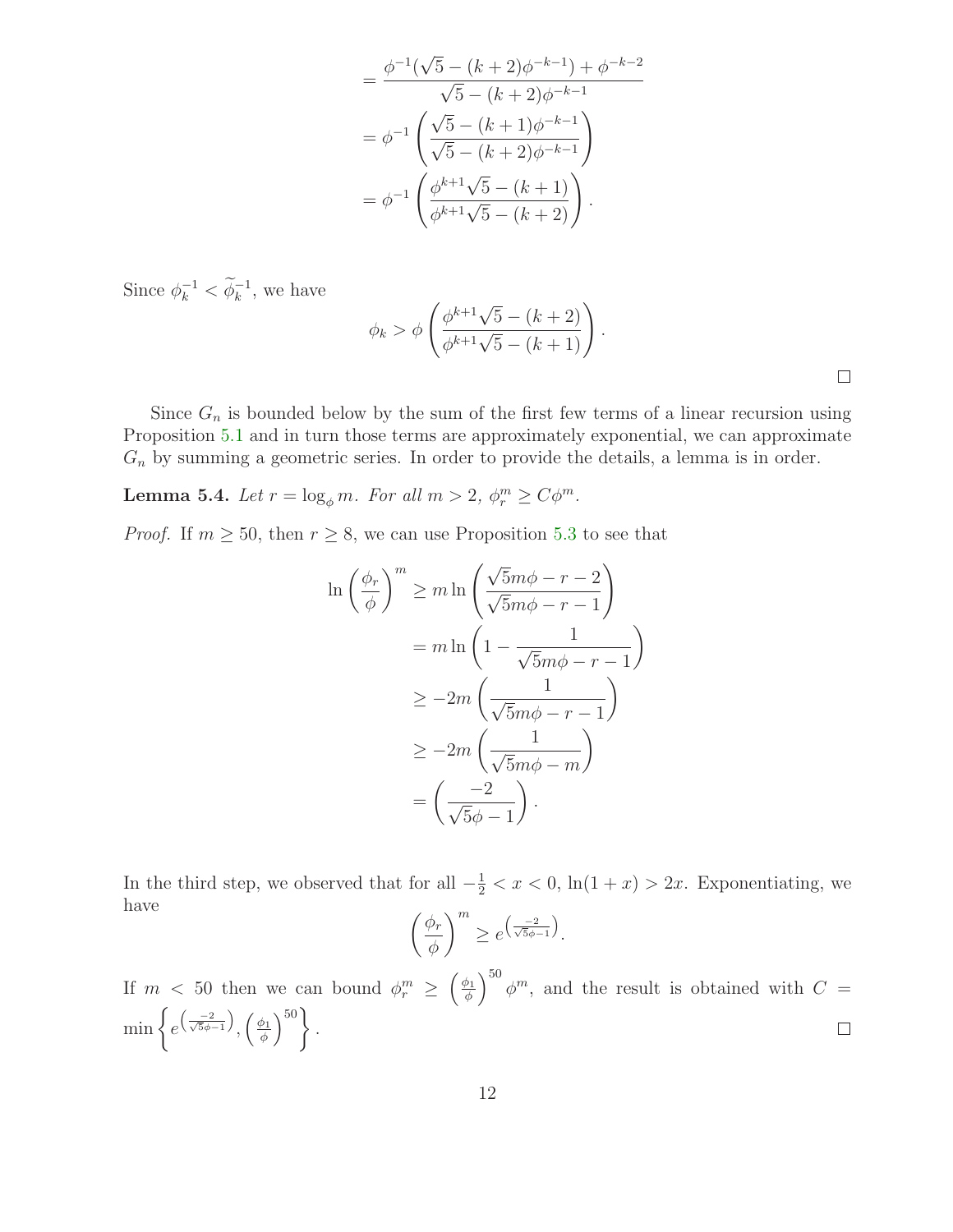$$
\begin{aligned}
&= \frac{\phi^{-1}(\sqrt{5} - (k+2)\phi^{-k-1}) + \phi^{-k-2}}{\sqrt{5} - (k+2)\phi^{-k-1}} \\
&= \phi^{-1}\left(\frac{\sqrt{5} - (k+1)\phi^{-k-1}}{\sqrt{5} - (k+2)\phi^{-k-1}}\right) \\
&= \phi^{-1}\left(\frac{\phi^{k+1}\sqrt{5} - (k+1)}{\phi^{k+1}\sqrt{5} - (k+2)}\right).
\end{aligned}
$$

Since $\phi_k^{-1} < \widetilde{\phi}_k^{-1}$, we have

$$
\phi_k > \phi\left(\frac{\phi^{k+1}\sqrt{5} - (k+2)}{\phi^{k+1}\sqrt{5} - (k+1)}\right).
$$

□

Since $G_n$ is bounded below by the sum of the first few terms of a linear recursion using Proposition 5.1 and in turn those terms are approximately exponential, we can approximate $G_n$ by summing a geometric series. In order to provide the details, a lemma is in order.

**Lemma 5.4.** *Let $r = \log_\phi m$. For all $m > 2$, $\phi_r^m \geq C\phi^m$.*

*Proof.* If $m \geq 50$, then $r \geq 8$, we can use Proposition 5.3 to see that

$$
\begin{aligned}
\ln\left(\frac{\phi_r}{\phi}\right)^m &\geq m\ln\left(\frac{\sqrt{5}m\phi - r - 2}{\sqrt{5}m\phi - r - 1}\right) \\
&= m\ln\left(1 - \frac{1}{\sqrt{5}m\phi - r - 1}\right) \\
&\geq -2m\left(\frac{1}{\sqrt{5}m\phi - r - 1}\right) \\
&\geq -2m\left(\frac{1}{\sqrt{5}m\phi - m}\right) \\
&= \left(\frac{-2}{\sqrt{5}\phi - 1}\right).
\end{aligned}
$$

In the third step, we observed that for all $-\frac{1}{2} < x < 0$, $\ln(1+x) > 2x$. Exponentiating, we have

$$
\left(\frac{\phi_r}{\phi}\right)^m \geq e^{\left(\frac{-2}{\sqrt{5}\phi - 1}\right)}.
$$

If $m < 50$ then we can bound $\phi_r^m \geq \left(\frac{\phi_1}{\phi}\right)^{50}\phi^m$, and the result is obtained with $C = \min\left\{e^{\left(\frac{-2}{\sqrt{5}\phi-1}\right)}, \left(\frac{\phi_1}{\phi}\right)^{50}\right\}$. □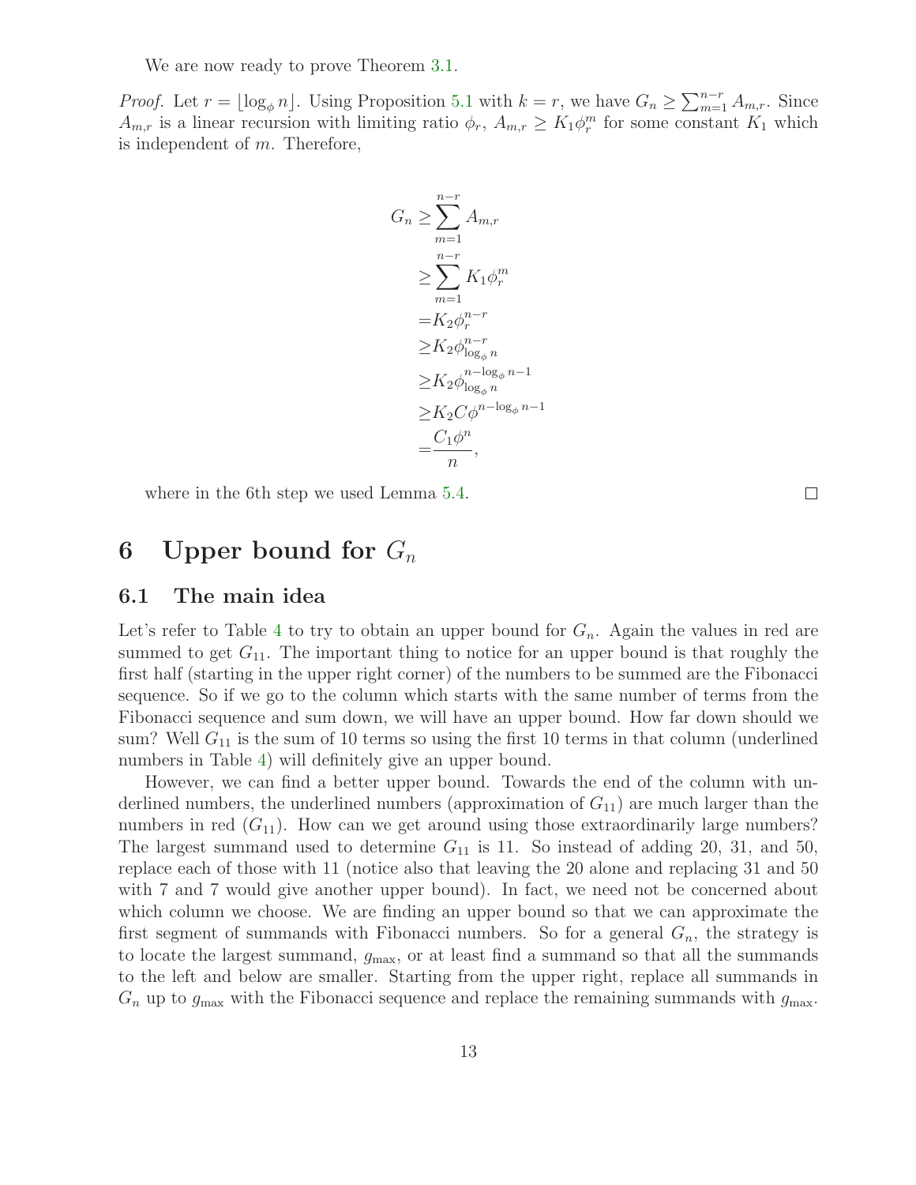We are now ready to prove Theorem 3.1.

*Proof.* Let $r = \lfloor \log_\phi n \rfloor$. Using Proposition 5.1 with $k = r$, we have $G_n \geq \sum_{m=1}^{n-r} A_{m,r}$. Since $A_{m,r}$ is a linear recursion with limiting ratio $\phi_r$, $A_{m,r} \geq K_1 \phi_r^m$ for some constant $K_1$ which is independent of $m$. Therefore,

$$
\begin{aligned}
G_n &\geq \sum_{m=1}^{n-r} A_{m,r} \\
&\geq \sum_{m=1}^{n-r} K_1 \phi_r^m \\
&= K_2 \phi_r^{n-r} \\
&\geq K_2 \phi_{\log_\phi n}^{n-r} \\
&\geq K_2 \phi_{\log_\phi n}^{n-\log_\phi n - 1} \\
&\geq K_2 C \phi^{n-\log_\phi n - 1} \\
&= \frac{C_1 \phi^n}{n},
\end{aligned}
$$

where in the 6th step we used Lemma 5.4. □

# 6 Upper bound for $G_n$

## 6.1 The main idea

Let's refer to Table 4 to try to obtain an upper bound for $G_n$. Again the values in red are summed to get $G_{11}$. The important thing to notice for an upper bound is that roughly the first half (starting in the upper right corner) of the numbers to be summed are the Fibonacci sequence. So if we go to the column which starts with the same number of terms from the Fibonacci sequence and sum down, we will have an upper bound. How far down should we sum? Well $G_{11}$ is the sum of 10 terms so using the first 10 terms in that column (underlined numbers in Table 4) will definitely give an upper bound.

However, we can find a better upper bound. Towards the end of the column with underlined numbers, the underlined numbers (approximation of $G_{11}$) are much larger than the numbers in red ($G_{11}$). How can we get around using those extraordinarily large numbers? The largest summand used to determine $G_{11}$ is 11. So instead of adding 20, 31, and 50, replace each of those with 11 (notice also that leaving the 20 alone and replacing 31 and 50 with 7 and 7 would give another upper bound). In fact, we need not be concerned about which column we choose. We are finding an upper bound so that we can approximate the first segment of summands with Fibonacci numbers. So for a general $G_n$, the strategy is to locate the largest summand, $g_{\max}$, or at least find a summand so that all the summands to the left and below are smaller. Starting from the upper right, replace all summands in $G_n$ up to $g_{\max}$ with the Fibonacci sequence and replace the remaining summands with $g_{\max}$.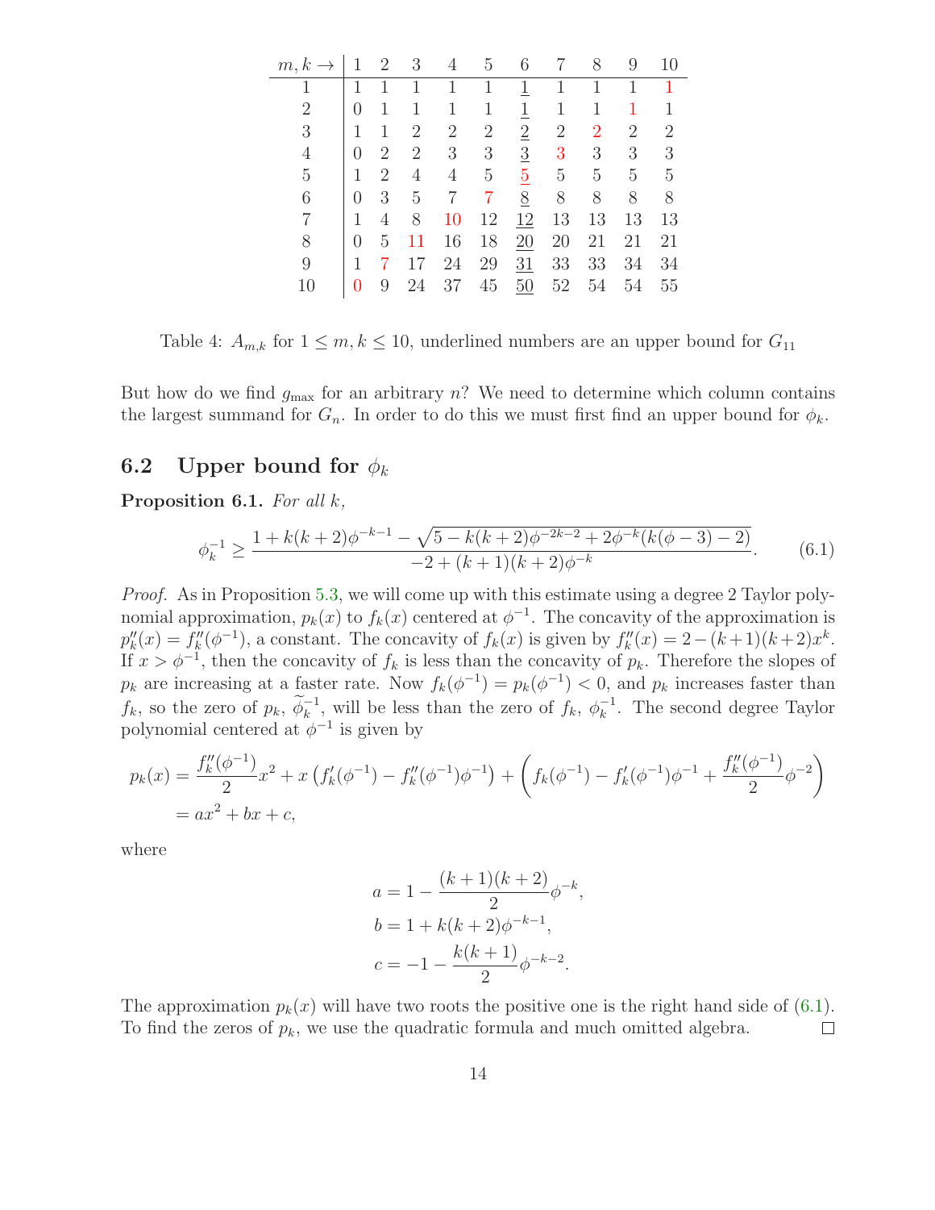| $m, k \rightarrow$ | 1 | 2 | 3 | 4 | 5 | 6 | 7 | 8 | 9 | 10 |
|---|---|---|---|---|---|---|---|---|---|---|
| 1 | 1 | 1 | 1 | 1 | 1 | 1 | 1 | 1 | 1 | 1 |
| 2 | 0 | 1 | 1 | 1 | 1 | 1 | 1 | 1 | 1 | 1 |
| 3 | 1 | 1 | 2 | 2 | 2 | 2 | 2 | 2 | 2 | 2 |
| 4 | 0 | 2 | 2 | 3 | 3 | 3 | 3 | 3 | 3 | 3 |
| 5 | 1 | 2 | 4 | 4 | 5 | 5 | 5 | 5 | 5 | 5 |
| 6 | 0 | 3 | 5 | 7 | 7 | 8 | 8 | 8 | 8 | 8 |
| 7 | 1 | 4 | 8 | 10 | 12 | 12 | 13 | 13 | 13 | 13 |
| 8 | 0 | 5 | 11 | 16 | 18 | 20 | 20 | 21 | 21 | 21 |
| 9 | 1 | 7 | 17 | 24 | 29 | 31 | 33 | 33 | 34 | 34 |
| 10 | 0 | 9 | 24 | 37 | 45 | 50 | 52 | 54 | 54 | 55 |

Table 4: $A_{m,k}$ for $1 \le m, k \le 10$, underlined numbers are an upper bound for $G_{11}$

But how do we find $g_{\max}$ for an arbitrary $n$? We need to determine which column contains the largest summand for $G_n$. In order to do this we must first find an upper bound for $\phi_k$.

## 6.2 Upper bound for $\phi_k$

**Proposition 6.1.** *For all $k$,*

$$\phi_k^{-1} \ge \frac{1 + k(k+2)\phi^{-k-1} - \sqrt{5 - k(k+2)\phi^{-2k-2} + 2\phi^{-k}(k(\phi-3)-2)}}{-2 + (k+1)(k+2)\phi^{-k}}. \tag{6.1}$$

*Proof.* As in Proposition 5.3, we will come up with this estimate using a degree 2 Taylor polynomial approximation, $p_k(x)$ to $f_k(x)$ centered at $\phi^{-1}$. The concavity of the approximation is $p_k''(x) = f_k''(\phi^{-1})$, a constant. The concavity of $f_k(x)$ is given by $f_k''(x) = 2-(k+1)(k+2)x^k$. If $x > \phi^{-1}$, then the concavity of $f_k$ is less than the concavity of $p_k$. Therefore the slopes of $p_k$ are increasing at a faster rate. Now $f_k(\phi^{-1}) = p_k(\phi^{-1}) < 0$, and $p_k$ increases faster than $f_k$, so the zero of $p_k$, $\widetilde{\phi}_k^{-1}$, will be less than the zero of $f_k$, $\phi_k^{-1}$. The second degree Taylor polynomial centered at $\phi^{-1}$ is given by

$$\begin{aligned}
p_k(x) &= \frac{f_k''(\phi^{-1})}{2}x^2 + x\left(f_k'(\phi^{-1}) - f_k''(\phi^{-1})\phi^{-1}\right) + \left(f_k(\phi^{-1}) - f_k'(\phi^{-1})\phi^{-1} + \frac{f_k''(\phi^{-1})}{2}\phi^{-2}\right) \\
&= ax^2 + bx + c,
\end{aligned}$$

where

$$\begin{aligned}
a &= 1 - \frac{(k+1)(k+2)}{2}\phi^{-k}, \\
b &= 1 + k(k+2)\phi^{-k-1}, \\
c &= -1 - \frac{k(k+1)}{2}\phi^{-k-2}.
\end{aligned}$$

The approximation $p_k(x)$ will have two roots the positive one is the right hand side of (6.1). To find the zeros of $p_k$, we use the quadratic formula and much omitted algebra. $\square$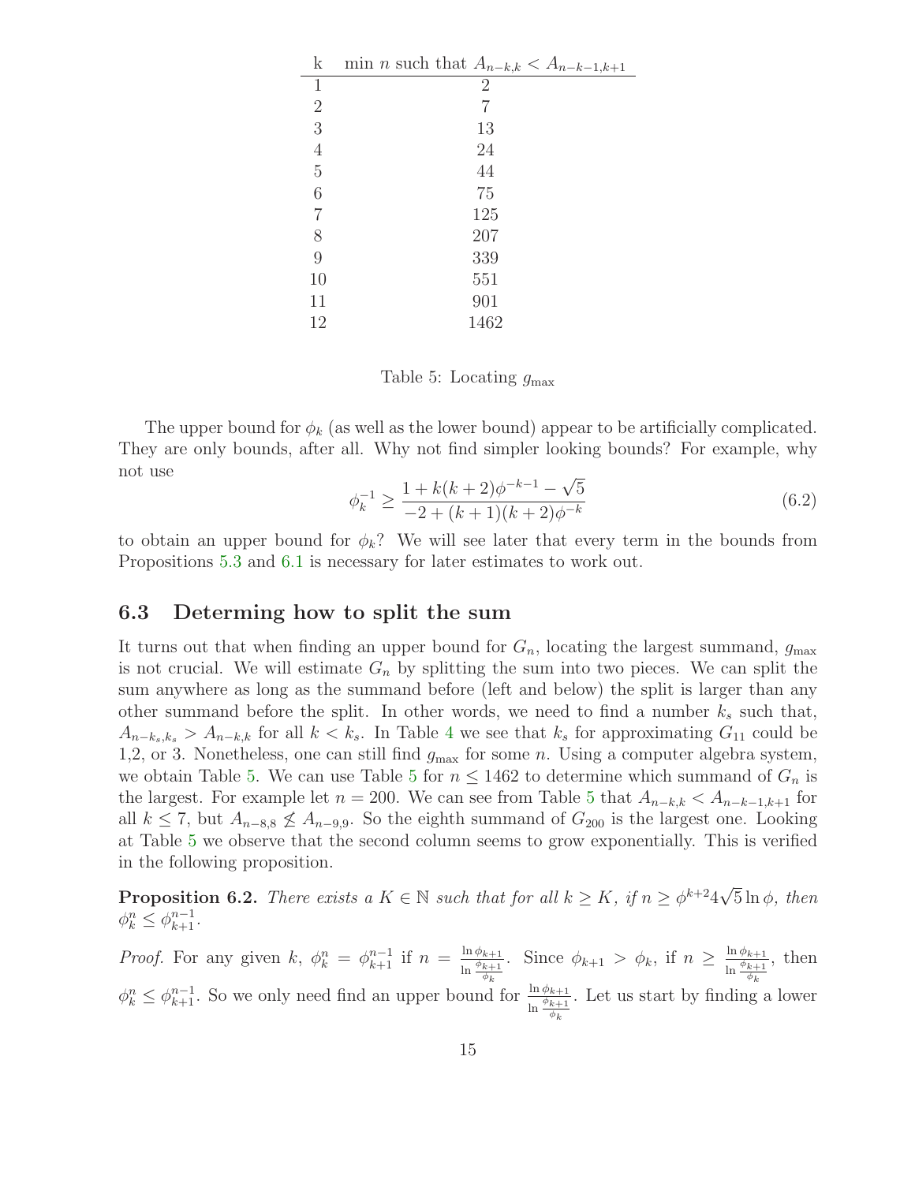| k | min $n$ such that $A_{n-k,k} < A_{n-k-1,k+1}$ |
|---|---|
| 1 | 2 |
| 2 | 7 |
| 3 | 13 |
| 4 | 24 |
| 5 | 44 |
| 6 | 75 |
| 7 | 125 |
| 8 | 207 |
| 9 | 339 |
| 10 | 551 |
| 11 | 901 |
| 12 | 1462 |

Table 5: Locating $g_{\max}$

The upper bound for $\phi_k$ (as well as the lower bound) appear to be artificially complicated. They are only bounds, after all. Why not find simpler looking bounds? For example, why not use

$$\phi_k^{-1} \geq \frac{1 + k(k+2)\phi^{-k-1} - \sqrt{5}}{-2 + (k+1)(k+2)\phi^{-k}} \tag{6.2}$$

to obtain an upper bound for $\phi_k$? We will see later that every term in the bounds from Propositions 5.3 and 6.1 is necessary for later estimates to work out.

### 6.3 Determing how to split the sum

It turns out that when finding an upper bound for $G_n$, locating the largest summand, $g_{\max}$ is not crucial. We will estimate $G_n$ by splitting the sum into two pieces. We can split the sum anywhere as long as the summand before (left and below) the split is larger than any other summand before the split. In other words, we need to find a number $k_s$ such that, $A_{n-k_s,k_s} > A_{n-k,k}$ for all $k < k_s$. In Table 4 we see that $k_s$ for approximating $G_{11}$ could be 1,2, or 3. Nonetheless, one can still find $g_{\max}$ for some $n$. Using a computer algebra system, we obtain Table 5. We can use Table 5 for $n \leq 1462$ to determine which summand of $G_n$ is the largest. For example let $n = 200$. We can see from Table 5 that $A_{n-k,k} < A_{n-k-1,k+1}$ for all $k \leq 7$, but $A_{n-8,8} \not< A_{n-9,9}$. So the eighth summand of $G_{200}$ is the largest one. Looking at Table 5 we observe that the second column seems to grow exponentially. This is verified in the following proposition.

**Proposition 6.2.** *There exists a $K \in \mathbb{N}$ such that for all $k \geq K$, if $n \geq \phi^{k+2} 4\sqrt{5} \ln \phi$, then $\phi_k^n \leq \phi_{k+1}^{n-1}$.*

*Proof.* For any given $k$, $\phi_k^n = \phi_{k+1}^{n-1}$ if $n = \frac{\ln \phi_{k+1}}{\ln \frac{\phi_{k+1}}{\phi_k}}$. Since $\phi_{k+1} > \phi_k$, if $n \geq \frac{\ln \phi_{k+1}}{\ln \frac{\phi_{k+1}}{\phi_k}}$, then $\phi_k^n \leq \phi_{k+1}^{n-1}$. So we only need find an upper bound for $\frac{\ln \phi_{k+1}}{\ln \frac{\phi_{k+1}}{\phi_k}}$. Let us start by finding a lower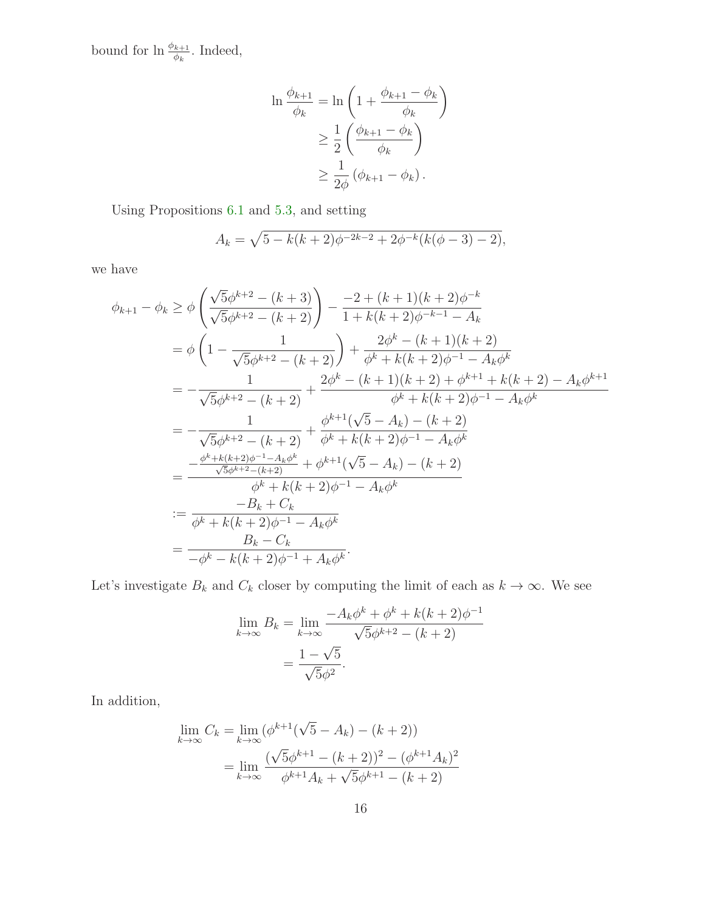bound for $\ln \frac{\phi_{k+1}}{\phi_k}$. Indeed,

$$\begin{aligned}
\ln \frac{\phi_{k+1}}{\phi_k} &= \ln \left(1 + \frac{\phi_{k+1} - \phi_k}{\phi_k}\right) \\
&\geq \frac{1}{2}\left(\frac{\phi_{k+1} - \phi_k}{\phi_k}\right) \\
&\geq \frac{1}{2\phi}\left(\phi_{k+1} - \phi_k\right).
\end{aligned}$$

Using Propositions 6.1 and 5.3, and setting

$$A_k = \sqrt{5 - k(k+2)\phi^{-2k-2} + 2\phi^{-k}(k(\phi - 3) - 2)},$$

we have

$$\begin{aligned}
\phi_{k+1} - \phi_k &\geq \phi\left(\frac{\sqrt{5}\phi^{k+2} - (k+3)}{\sqrt{5}\phi^{k+2} - (k+2)}\right) - \frac{-2 + (k+1)(k+2)\phi^{-k}}{1 + k(k+2)\phi^{-k-1} - A_k} \\
&= \phi\left(1 - \frac{1}{\sqrt{5}\phi^{k+2} - (k+2)}\right) + \frac{2\phi^k - (k+1)(k+2)}{\phi^k + k(k+2)\phi^{-1} - A_k\phi^k} \\
&= -\frac{1}{\sqrt{5}\phi^{k+2} - (k+2)} + \frac{2\phi^k - (k+1)(k+2) + \phi^{k+1} + k(k+2) - A_k\phi^{k+1}}{\phi^k + k(k+2)\phi^{-1} - A_k\phi^k} \\
&= -\frac{1}{\sqrt{5}\phi^{k+2} - (k+2)} + \frac{\phi^{k+1}(\sqrt{5} - A_k) - (k+2)}{\phi^k + k(k+2)\phi^{-1} - A_k\phi^k} \\
&= \frac{-\frac{\phi^k + k(k+2)\phi^{-1} - A_k\phi^k}{\sqrt{5}\phi^{k+2} - (k+2)} + \phi^{k+1}(\sqrt{5} - A_k) - (k+2)}{\phi^k + k(k+2)\phi^{-1} - A_k\phi^k} \\
&:= \frac{-B_k + C_k}{\phi^k + k(k+2)\phi^{-1} - A_k\phi^k} \\
&= \frac{B_k - C_k}{-\phi^k - k(k+2)\phi^{-1} + A_k\phi^k}.
\end{aligned}$$

Let's investigate $B_k$ and $C_k$ closer by computing the limit of each as $k \to \infty$. We see

$$\begin{aligned}
\lim_{k\to\infty} B_k &= \lim_{k\to\infty} \frac{-A_k\phi^k + \phi^k + k(k+2)\phi^{-1}}{\sqrt{5}\phi^{k+2} - (k+2)} \\
&= \frac{1 - \sqrt{5}}{\sqrt{5}\phi^2}.
\end{aligned}$$

In addition,

$$\begin{aligned}
\lim_{k\to\infty} C_k &= \lim_{k\to\infty} (\phi^{k+1}(\sqrt{5} - A_k) - (k+2)) \\
&= \lim_{k\to\infty} \frac{(\sqrt{5}\phi^{k+1} - (k+2))^2 - (\phi^{k+1}A_k)^2}{\phi^{k+1}A_k + \sqrt{5}\phi^{k+1} - (k+2)}
\end{aligned}$$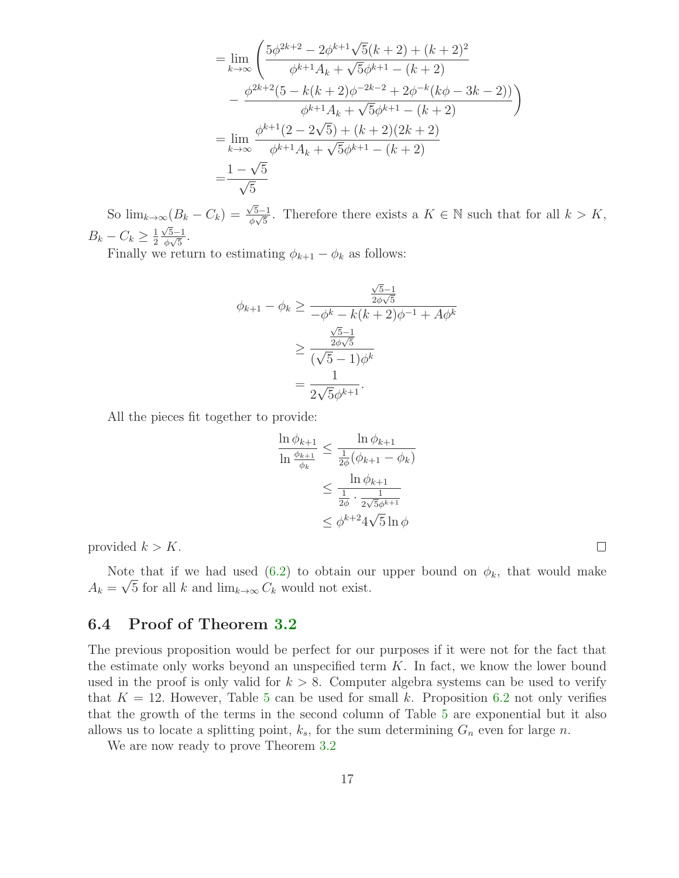$$
\begin{aligned}
&= \lim_{k\to\infty} \left( \frac{5\phi^{2k+2} - 2\phi^{k+1}\sqrt{5}(k+2) + (k+2)^2}{\phi^{k+1}A_k + \sqrt{5}\phi^{k+1} - (k+2)} \right. \\
&\qquad \left. - \frac{\phi^{2k+2}(5 - k(k+2)\phi^{-2k-2} + 2\phi^{-k}(k\phi - 3k - 2))}{\phi^{k+1}A_k + \sqrt{5}\phi^{k+1} - (k+2)} \right) \\
&= \lim_{k\to\infty} \frac{\phi^{k+1}(2 - 2\sqrt{5}) + (k+2)(2k+2)}{\phi^{k+1}A_k + \sqrt{5}\phi^{k+1} - (k+2)} \\
&= \frac{1-\sqrt{5}}{\sqrt{5}}
\end{aligned}
$$

So $\lim_{k\to\infty}(B_k - C_k) = \frac{\sqrt{5}-1}{\phi\sqrt{5}}$. Therefore there exists a $K \in \mathbb{N}$ such that for all $k > K$, $B_k - C_k \geq \frac{1}{2}\frac{\sqrt{5}-1}{\phi\sqrt{5}}$.

Finally we return to estimating $\phi_{k+1} - \phi_k$ as follows:

$$
\begin{aligned}
\phi_{k+1} - \phi_k &\geq \frac{\frac{\sqrt{5}-1}{2\phi\sqrt{5}}}{-\phi^k - k(k+2)\phi^{-1} + A\phi^k} \\
&\geq \frac{\frac{\sqrt{5}-1}{2\phi\sqrt{5}}}{(\sqrt{5}-1)\phi^k} \\
&= \frac{1}{2\sqrt{5}\phi^{k+1}}.
\end{aligned}
$$

All the pieces fit together to provide:

$$
\begin{aligned}
\frac{\ln\phi_{k+1}}{\ln\frac{\phi_{k+1}}{\phi_k}} &\leq \frac{\ln\phi_{k+1}}{\frac{1}{2\phi}(\phi_{k+1} - \phi_k)} \\
&\leq \frac{\ln\phi_{k+1}}{\frac{1}{2\phi}\cdot\frac{1}{2\sqrt{5}\phi^{k+1}}} \\
&\leq \phi^{k+2}4\sqrt{5}\ln\phi
\end{aligned}
$$

provided $k > K$. □

Note that if we had used (6.2) to obtain our upper bound on $\phi_k$, that would make $A_k = \sqrt{5}$ for all $k$ and $\lim_{k\to\infty} C_k$ would not exist.

## 6.4 Proof of Theorem 3.2

The previous proposition would be perfect for our purposes if it were not for the fact that the estimate only works beyond an unspecified term $K$. In fact, we know the lower bound used in the proof is only valid for $k > 8$. Computer algebra systems can be used to verify that $K = 12$. However, Table 5 can be used for small $k$. Proposition 6.2 not only verifies that the growth of the terms in the second column of Table 5 are exponential but it also allows us to locate a splitting point, $k_s$, for the sum determining $G_n$ even for large $n$.

We are now ready to prove Theorem 3.2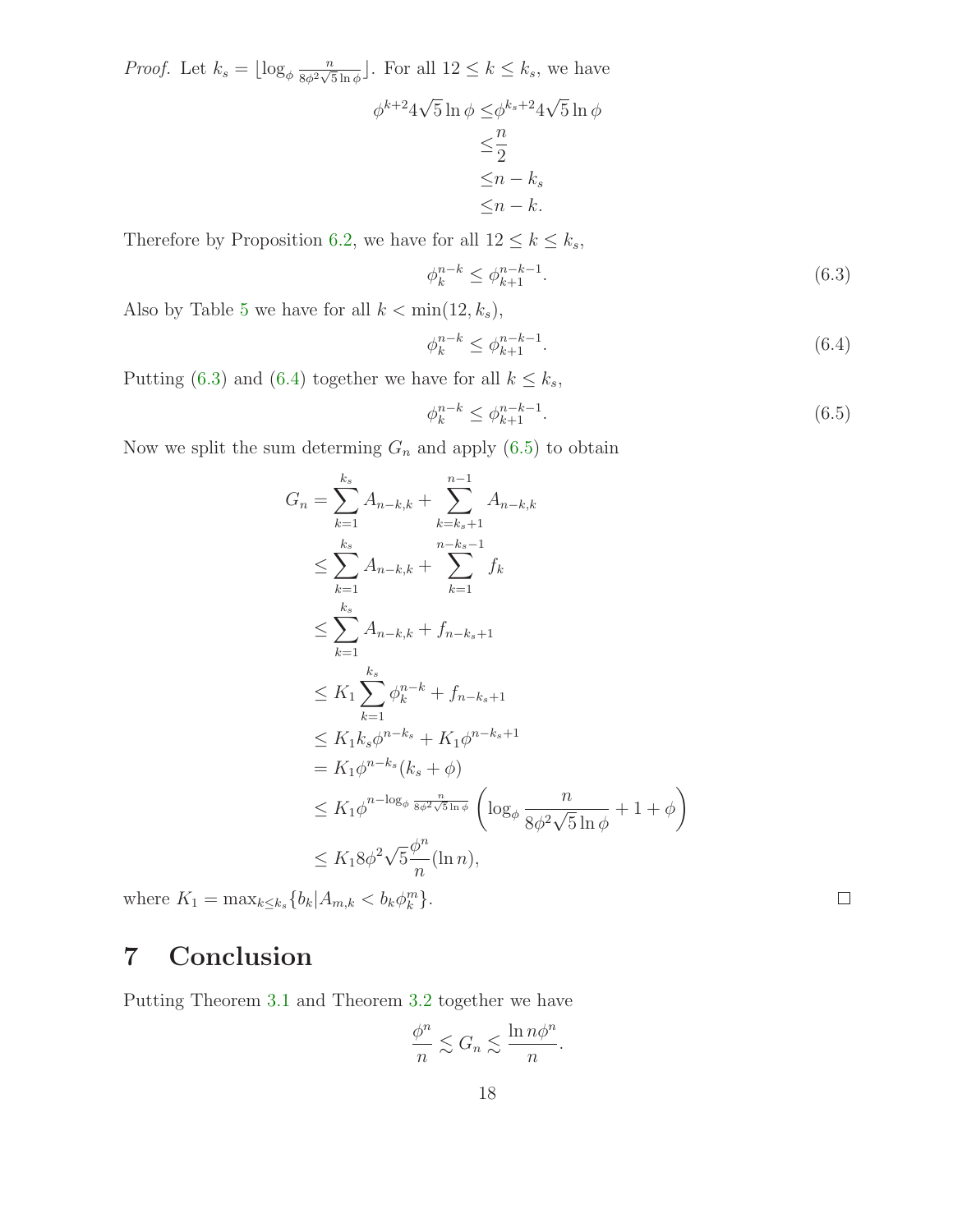*Proof.* Let $k_s = \lfloor \log_\phi \frac{n}{8\phi^2\sqrt{5}\ln\phi} \rfloor$. For all $12 \le k \le k_s$, we have

$$
\begin{aligned}
\phi^{k+2}4\sqrt{5}\ln\phi \le& \phi^{k_s+2}4\sqrt{5}\ln\phi \\
\le& \frac{n}{2} \\
\le& n - k_s \\
\le& n - k.
\end{aligned}
$$

Therefore by Proposition 6.2, we have for all $12 \le k \le k_s$,

$$
\phi_k^{n-k} \le \phi_{k+1}^{n-k-1}. \tag{6.3}
$$

Also by Table 5 we have for all $k < \min(12, k_s)$,

$$
\phi_k^{n-k} \le \phi_{k+1}^{n-k-1}. \tag{6.4}
$$

Putting (6.3) and (6.4) together we have for all $k \le k_s$,

$$
\phi_k^{n-k} \le \phi_{k+1}^{n-k-1}. \tag{6.5}
$$

Now we split the sum determing $G_n$ and apply (6.5) to obtain

$$
\begin{aligned}
G_n &= \sum_{k=1}^{k_s} A_{n-k,k} + \sum_{k=k_s+1}^{n-1} A_{n-k,k} \\
&\le \sum_{k=1}^{k_s} A_{n-k,k} + \sum_{k=1}^{n-k_s-1} f_k \\
&\le \sum_{k=1}^{k_s} A_{n-k,k} + f_{n-k_s+1} \\
&\le K_1 \sum_{k=1}^{k_s} \phi_k^{n-k} + f_{n-k_s+1} \\
&\le K_1 k_s \phi^{n-k_s} + K_1 \phi^{n-k_s+1} \\
&= K_1 \phi^{n-k_s}(k_s + \phi) \\
&\le K_1 \phi^{n-\log_\phi \frac{n}{8\phi^2\sqrt{5}\ln\phi}} \left( \log_\phi \frac{n}{8\phi^2\sqrt{5}\ln\phi} + 1 + \phi \right) \\
&\le K_1 8\phi^2\sqrt{5}\frac{\phi^n}{n}(\ln n),
\end{aligned}
$$

where $K_1 = \max_{k \le k_s}\{b_k | A_{m,k} < b_k \phi_k^m\}$. $\square$

# 7 Conclusion

Putting Theorem 3.1 and Theorem 3.2 together we have

$$
\frac{\phi^n}{n} \lesssim G_n \lesssim \frac{\ln n \phi^n}{n}.
$$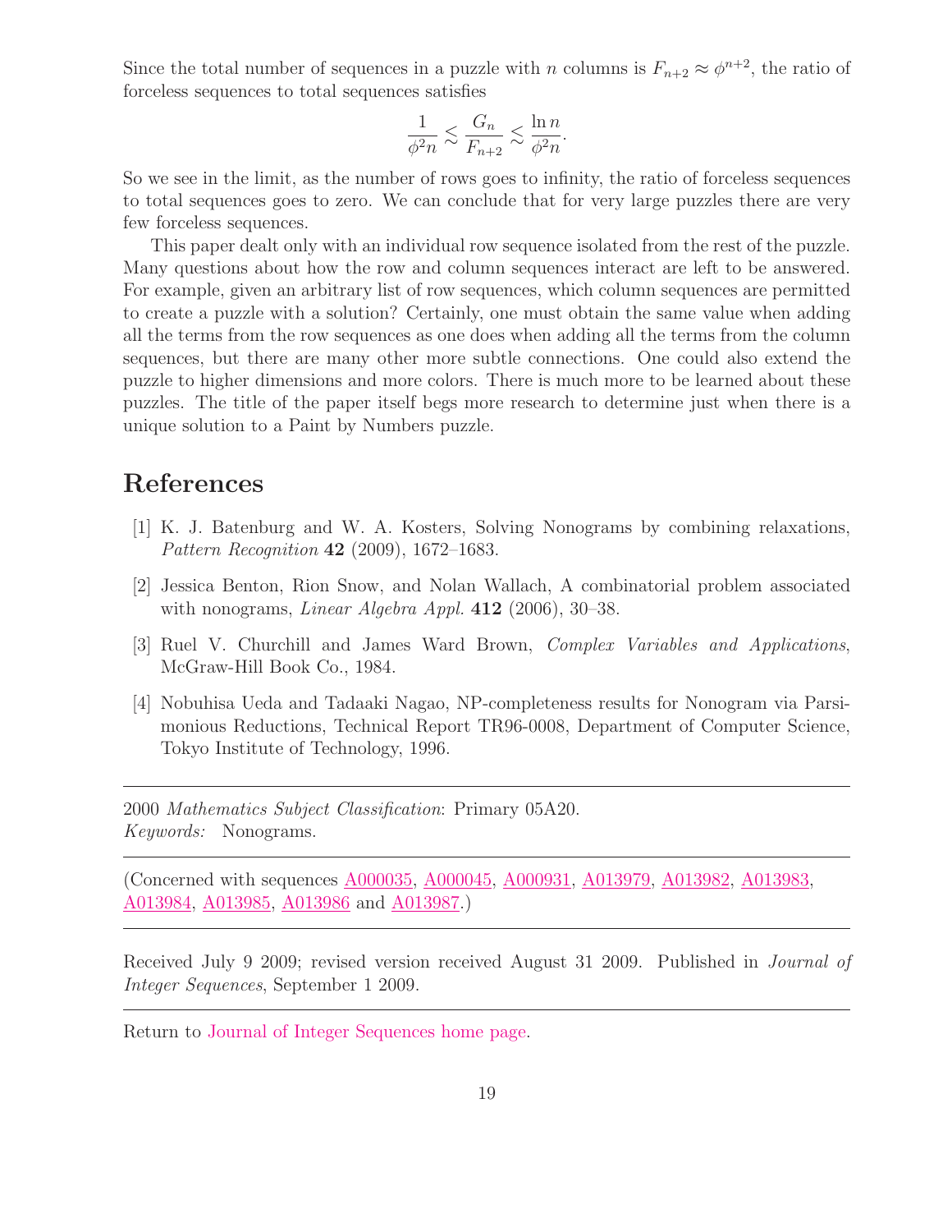Since the total number of sequences in a puzzle with $n$ columns is $F_{n+2} \approx \phi^{n+2}$, the ratio of forceless sequences to total sequences satisfies

$$\frac{1}{\phi^2 n} \lesssim \frac{G_n}{F_{n+2}} \lesssim \frac{\ln n}{\phi^2 n}.$$

So we see in the limit, as the number of rows goes to infinity, the ratio of forceless sequences to total sequences goes to zero. We can conclude that for very large puzzles there are very few forceless sequences.

This paper dealt only with an individual row sequence isolated from the rest of the puzzle. Many questions about how the row and column sequences interact are left to be answered. For example, given an arbitrary list of row sequences, which column sequences are permitted to create a puzzle with a solution? Certainly, one must obtain the same value when adding all the terms from the row sequences as one does when adding all the terms from the column sequences, but there are many other more subtle connections. One could also extend the puzzle to higher dimensions and more colors. There is much more to be learned about these puzzles. The title of the paper itself begs more research to determine just when there is a unique solution to a Paint by Numbers puzzle.

# References

[1] K. J. Batenburg and W. A. Kosters, Solving Nonograms by combining relaxations, *Pattern Recognition* **42** (2009), 1672–1683.

[2] Jessica Benton, Rion Snow, and Nolan Wallach, A combinatorial problem associated with nonograms, *Linear Algebra Appl.* **412** (2006), 30–38.

[3] Ruel V. Churchill and James Ward Brown, *Complex Variables and Applications*, McGraw-Hill Book Co., 1984.

[4] Nobuhisa Ueda and Tadaaki Nagao, NP-completeness results for Nonogram via Parsimonious Reductions, Technical Report TR96-0008, Department of Computer Science, Tokyo Institute of Technology, 1996.

---

2000 *Mathematics Subject Classification*: Primary 05A20.
*Keywords:* Nonograms.

---

(Concerned with sequences A000035, A000045, A000931, A013979, A013982, A013983, A013984, A013985, A013986 and A013987.)

---

Received July 9 2009; revised version received August 31 2009. Published in *Journal of Integer Sequences*, September 1 2009.

---

Return to Journal of Integer Sequences home page.